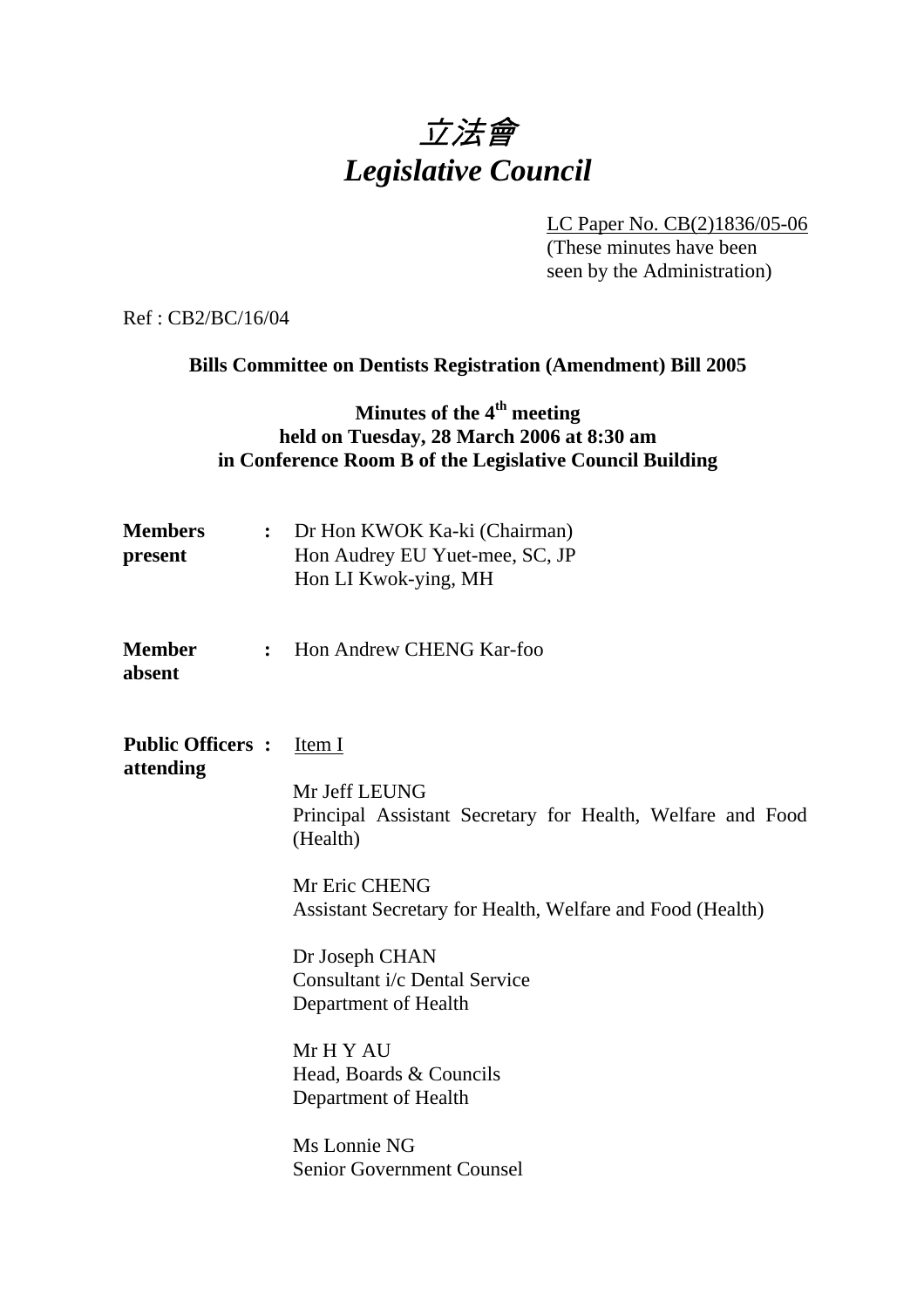# 立法會
# *Legislative Council*

LC Paper No. CB(2)1836/05-06
(These minutes have been seen by the Administration)

Ref : CB2/BC/16/04

**Bills Committee on Dentists Registration (Amendment) Bill 2005**

**Minutes of the 4th meeting held on Tuesday, 28 March 2006 at 8:30 am in Conference Room B of the Legislative Council Building**

**Members present** : Dr Hon KWOK Ka-ki (Chairman)
Hon Audrey EU Yuet-mee, SC, JP
Hon LI Kwok-ying, MH

**Member absent** : Hon Andrew CHENG Kar-foo

**Public Officers attending** : Item I

Mr Jeff LEUNG
Principal Assistant Secretary for Health, Welfare and Food (Health)

Mr Eric CHENG
Assistant Secretary for Health, Welfare and Food (Health)

Dr Joseph CHAN
Consultant i/c Dental Service
Department of Health

Mr H Y AU
Head, Boards & Councils
Department of Health

Ms Lonnie NG
Senior Government Counsel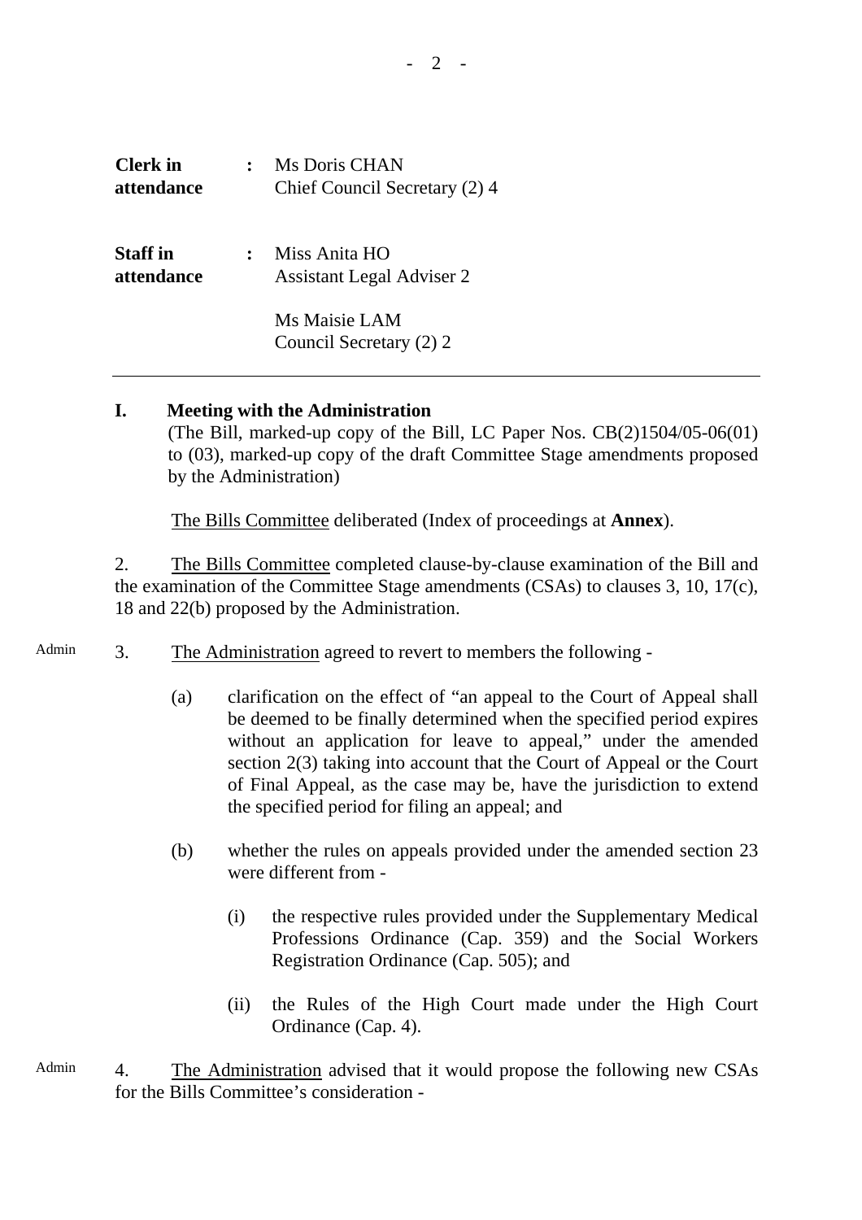| | | |
|---|---|---|
| **Clerk in attendance** | : | Ms Doris CHAN<br>Chief Council Secretary (2) 4 |
| **Staff in attendance** | : | Miss Anita HO<br>Assistant Legal Adviser 2<br><br>Ms Maisie LAM<br>Council Secretary (2) 2 |

---

**I. Meeting with the Administration**

(The Bill, marked-up copy of the Bill, LC Paper Nos. CB(2)1504/05-06(01) to (03), marked-up copy of the draft Committee Stage amendments proposed by the Administration)

The Bills Committee deliberated (Index of proceedings at **Annex**).

2. The Bills Committee completed clause-by-clause examination of the Bill and the examination of the Committee Stage amendments (CSAs) to clauses 3, 10, 17(c), 18 and 22(b) proposed by the Administration.

Admin

3. The Administration agreed to revert to members the following -

(a) clarification on the effect of "an appeal to the Court of Appeal shall be deemed to be finally determined when the specified period expires without an application for leave to appeal," under the amended section 2(3) taking into account that the Court of Appeal or the Court of Final Appeal, as the case may be, have the jurisdiction to extend the specified period for filing an appeal; and

(b) whether the rules on appeals provided under the amended section 23 were different from -

(i) the respective rules provided under the Supplementary Medical Professions Ordinance (Cap. 359) and the Social Workers Registration Ordinance (Cap. 505); and

(ii) the Rules of the High Court made under the High Court Ordinance (Cap. 4).

Admin

4. The Administration advised that it would propose the following new CSAs for the Bills Committee's consideration -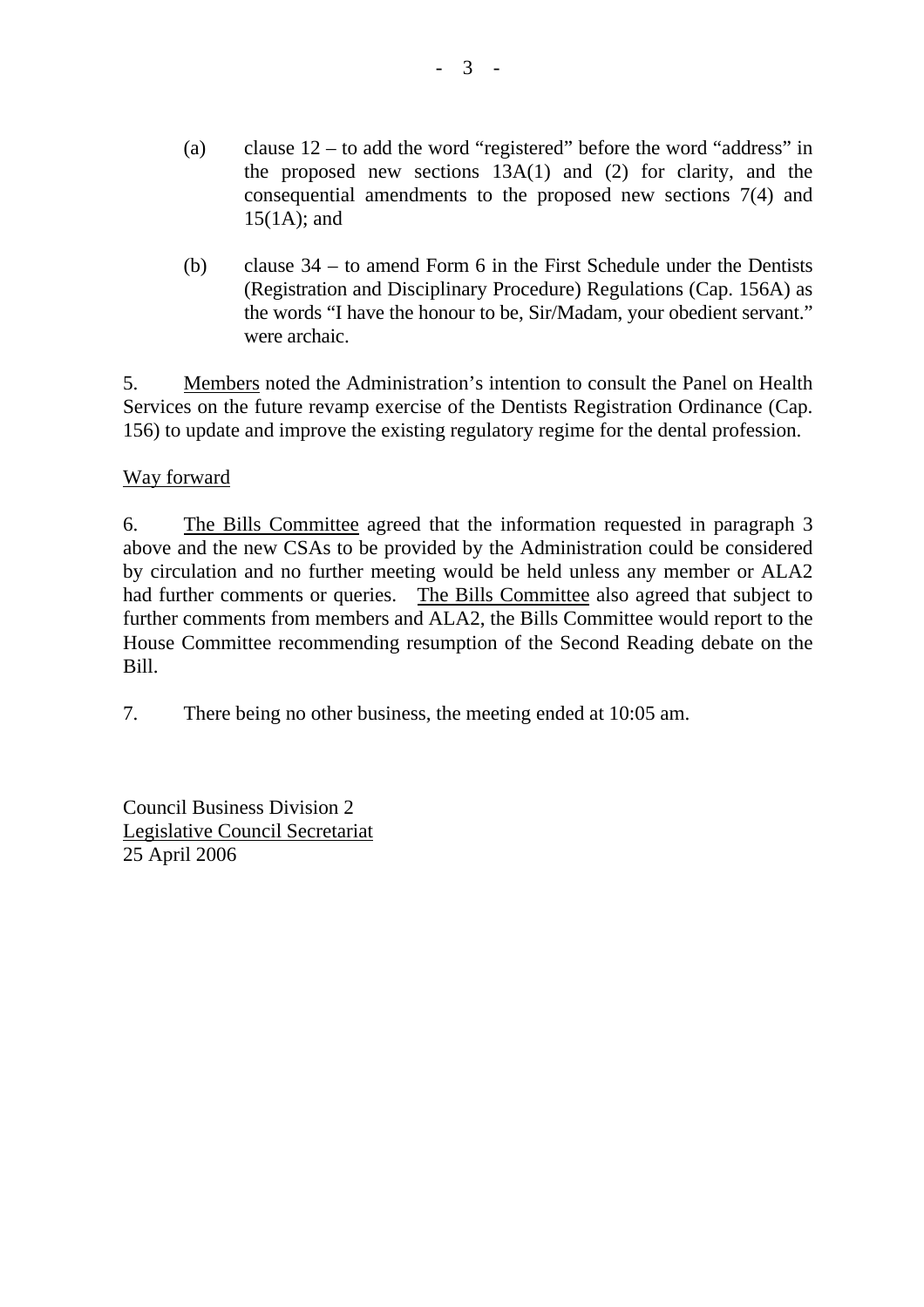(a) clause 12 – to add the word "registered" before the word "address" in the proposed new sections 13A(1) and (2) for clarity, and the consequential amendments to the proposed new sections 7(4) and 15(1A); and

(b) clause 34 – to amend Form 6 in the First Schedule under the Dentists (Registration and Disciplinary Procedure) Regulations (Cap. 156A) as the words "I have the honour to be, Sir/Madam, your obedient servant." were archaic.

5. Members noted the Administration's intention to consult the Panel on Health Services on the future revamp exercise of the Dentists Registration Ordinance (Cap. 156) to update and improve the existing regulatory regime for the dental profession.

Way forward

6. The Bills Committee agreed that the information requested in paragraph 3 above and the new CSAs to be provided by the Administration could be considered by circulation and no further meeting would be held unless any member or ALA2 had further comments or queries. The Bills Committee also agreed that subject to further comments from members and ALA2, the Bills Committee would report to the House Committee recommending resumption of the Second Reading debate on the Bill.

7. There being no other business, the meeting ended at 10:05 am.

Council Business Division 2
Legislative Council Secretariat
25 April 2006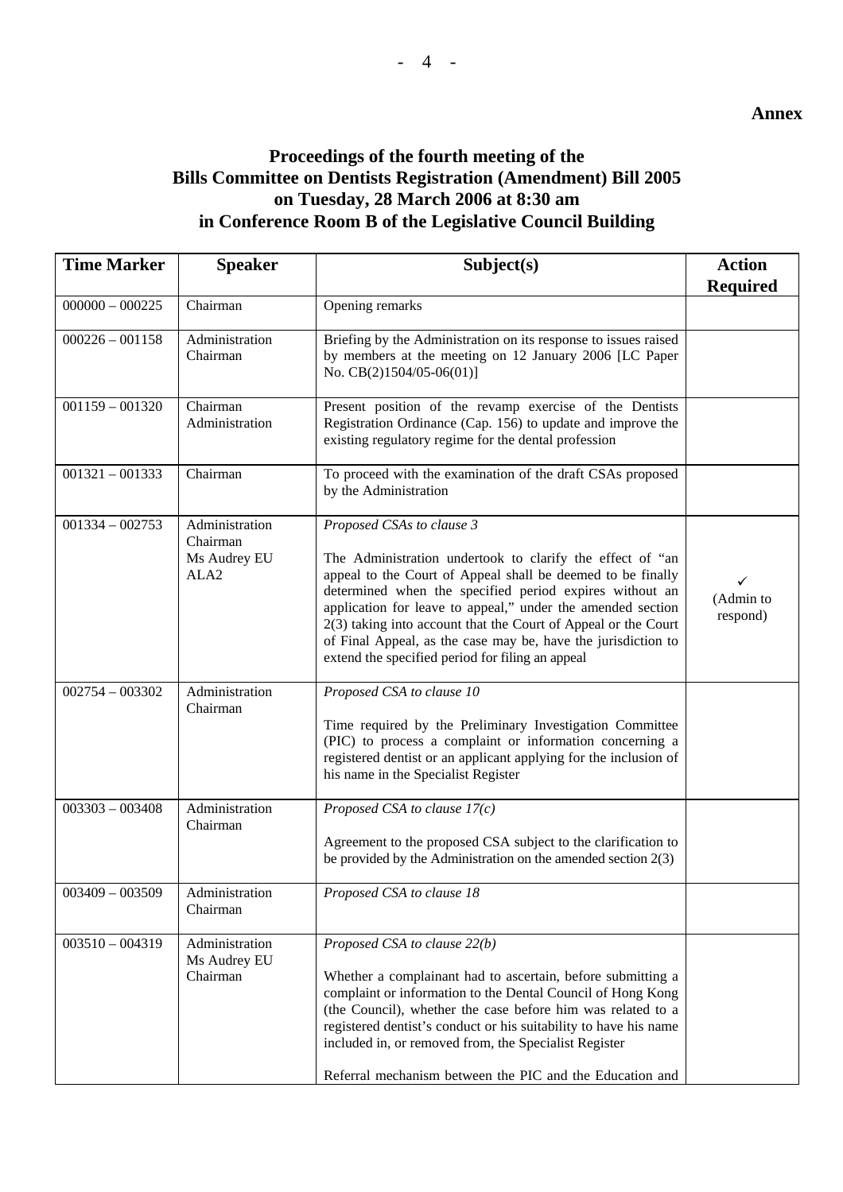**Annex**

# Proceedings of the fourth meeting of the Bills Committee on Dentists Registration (Amendment) Bill 2005 on Tuesday, 28 March 2006 at 8:30 am in Conference Room B of the Legislative Council Building

| Time Marker | Speaker | Subject(s) | Action Required |
|---|---|---|---|
| 000000 – 000225 | Chairman | Opening remarks | |
| 000226 – 001158 | Administration<br>Chairman | Briefing by the Administration on its response to issues raised by members at the meeting on 12 January 2006 [LC Paper No. CB(2)1504/05-06(01)] | |
| 001159 – 001320 | Chairman<br>Administration | Present position of the revamp exercise of the Dentists Registration Ordinance (Cap. 156) to update and improve the existing regulatory regime for the dental profession | |
| 001321 – 001333 | Chairman | To proceed with the examination of the draft CSAs proposed by the Administration | |
| 001334 – 002753 | Administration<br>Chairman<br>Ms Audrey EU<br>ALA2 | *Proposed CSAs to clause 3*<br><br>The Administration undertook to clarify the effect of "an appeal to the Court of Appeal shall be deemed to be finally determined when the specified period expires without an application for leave to appeal," under the amended section 2(3) taking into account that the Court of Appeal or the Court of Final Appeal, as the case may be, have the jurisdiction to extend the specified period for filing an appeal | ✓<br>(Admin to respond) |
| 002754 – 003302 | Administration<br>Chairman | *Proposed CSA to clause 10*<br><br>Time required by the Preliminary Investigation Committee (PIC) to process a complaint or information concerning a registered dentist or an applicant applying for the inclusion of his name in the Specialist Register | |
| 003303 – 003408 | Administration<br>Chairman | *Proposed CSA to clause 17(c)*<br><br>Agreement to the proposed CSA subject to the clarification to be provided by the Administration on the amended section 2(3) | |
| 003409 – 003509 | Administration<br>Chairman | *Proposed CSA to clause 18* | |
| 003510 – 004319 | Administration<br>Ms Audrey EU<br>Chairman | *Proposed CSA to clause 22(b)*<br><br>Whether a complainant had to ascertain, before submitting a complaint or information to the Dental Council of Hong Kong (the Council), whether the case before him was related to a registered dentist's conduct or his suitability to have his name included in, or removed from, the Specialist Register<br><br>Referral mechanism between the PIC and the Education and | |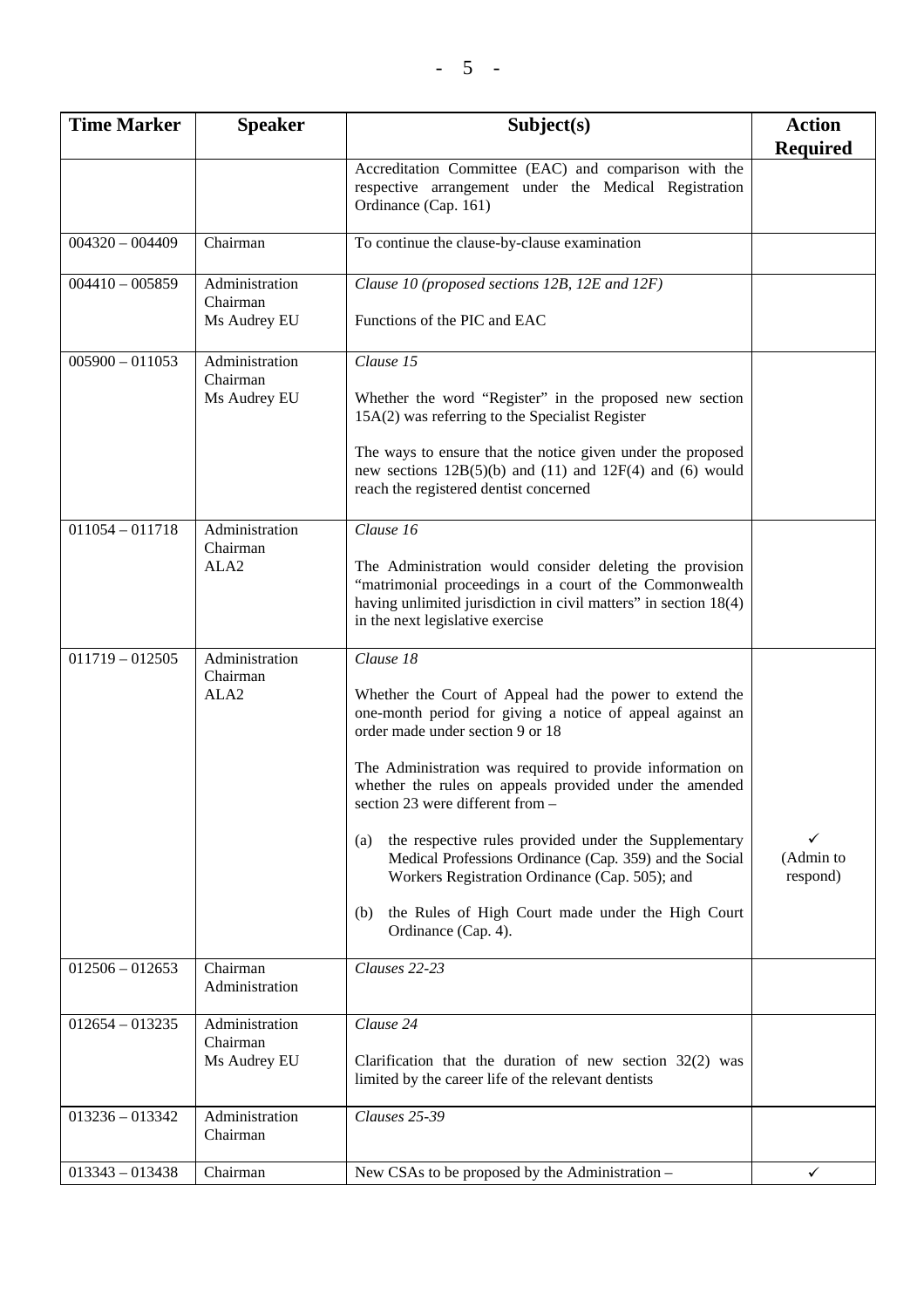| Time Marker | Speaker | Subject(s) | Action Required |
|---|---|---|---|
| | | Accreditation Committee (EAC) and comparison with the respective arrangement under the Medical Registration Ordinance (Cap. 161) | |
| 004320 – 004409 | Chairman | To continue the clause-by-clause examination | |
| 004410 – 005859 | Administration<br>Chairman<br>Ms Audrey EU | *Clause 10 (proposed sections 12B, 12E and 12F)*<br><br>Functions of the PIC and EAC | |
| 005900 – 011053 | Administration<br>Chairman<br>Ms Audrey EU | *Clause 15*<br><br>Whether the word "Register" in the proposed new section 15A(2) was referring to the Specialist Register<br><br>The ways to ensure that the notice given under the proposed new sections 12B(5)(b) and (11) and 12F(4) and (6) would reach the registered dentist concerned | |
| 011054 – 011718 | Administration<br>Chairman<br>ALA2 | *Clause 16*<br><br>The Administration would consider deleting the provision "matrimonial proceedings in a court of the Commonwealth having unlimited jurisdiction in civil matters" in section 18(4) in the next legislative exercise | |
| 011719 – 012505 | Administration<br>Chairman<br>ALA2 | *Clause 18*<br><br>Whether the Court of Appeal had the power to extend the one-month period for giving a notice of appeal against an order made under section 9 or 18<br><br>The Administration was required to provide information on whether the rules on appeals provided under the amended section 23 were different from –<br><br>(a) the respective rules provided under the Supplementary Medical Professions Ordinance (Cap. 359) and the Social Workers Registration Ordinance (Cap. 505); and<br><br>(b) the Rules of High Court made under the High Court Ordinance (Cap. 4). | ✓<br>(Admin to respond) |
| 012506 – 012653 | Chairman<br>Administration | *Clauses 22-23* | |
| 012654 – 013235 | Administration<br>Chairman<br>Ms Audrey EU | *Clause 24*<br><br>Clarification that the duration of new section 32(2) was limited by the career life of the relevant dentists | |
| 013236 – 013342 | Administration<br>Chairman | *Clauses 25-39* | |
| 013343 – 013438 | Chairman | New CSAs to be proposed by the Administration – | ✓ |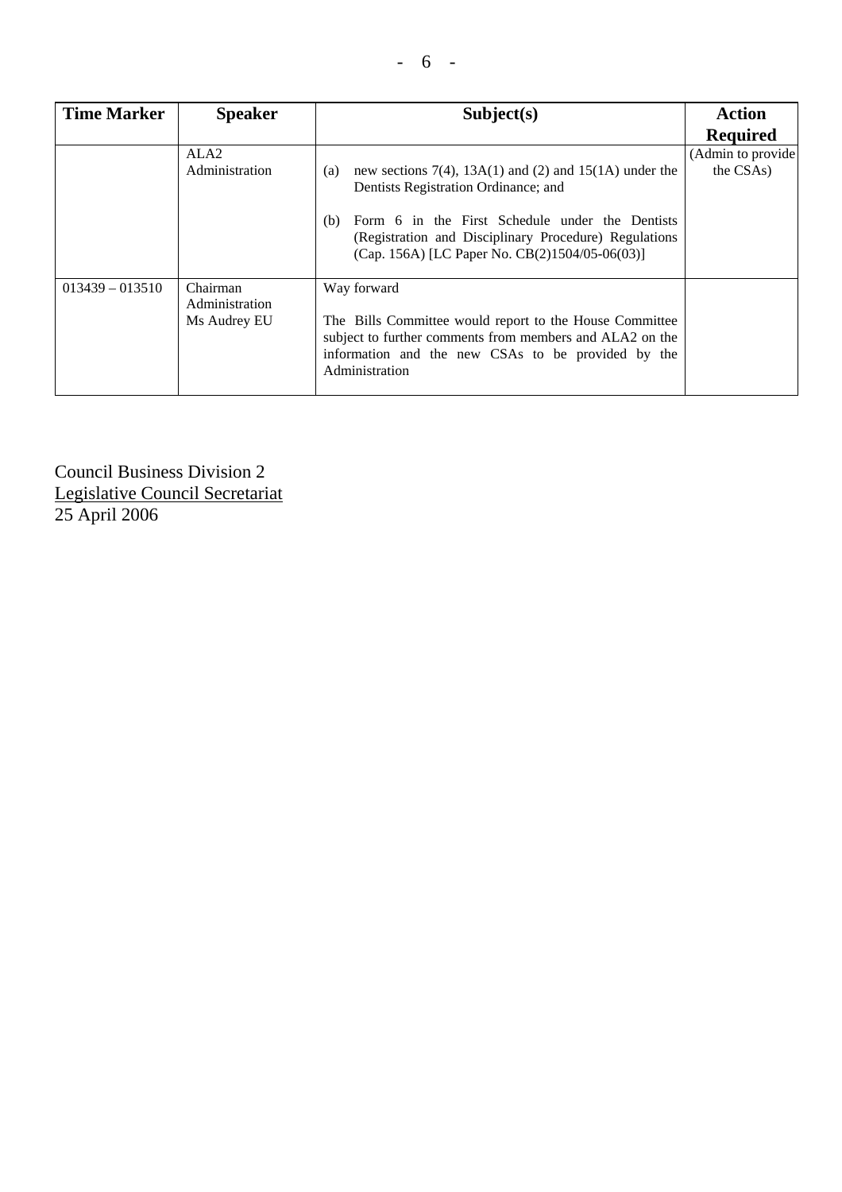| Time Marker | Speaker | Subject(s) | Action Required |
|---|---|---|---|
| | ALA2<br>Administration | (a) new sections 7(4), 13A(1) and (2) and 15(1A) under the Dentists Registration Ordinance; and<br><br>(b) Form 6 in the First Schedule under the Dentists (Registration and Disciplinary Procedure) Regulations (Cap. 156A) [LC Paper No. CB(2)1504/05-06(03)] | (Admin to provide the CSAs) |
| 013439 – 013510 | Chairman<br>Administration<br>Ms Audrey EU | Way forward<br><br>The Bills Committee would report to the House Committee subject to further comments from members and ALA2 on the information and the new CSAs to be provided by the Administration | |

Council Business Division 2
Legislative Council Secretariat
25 April 2006